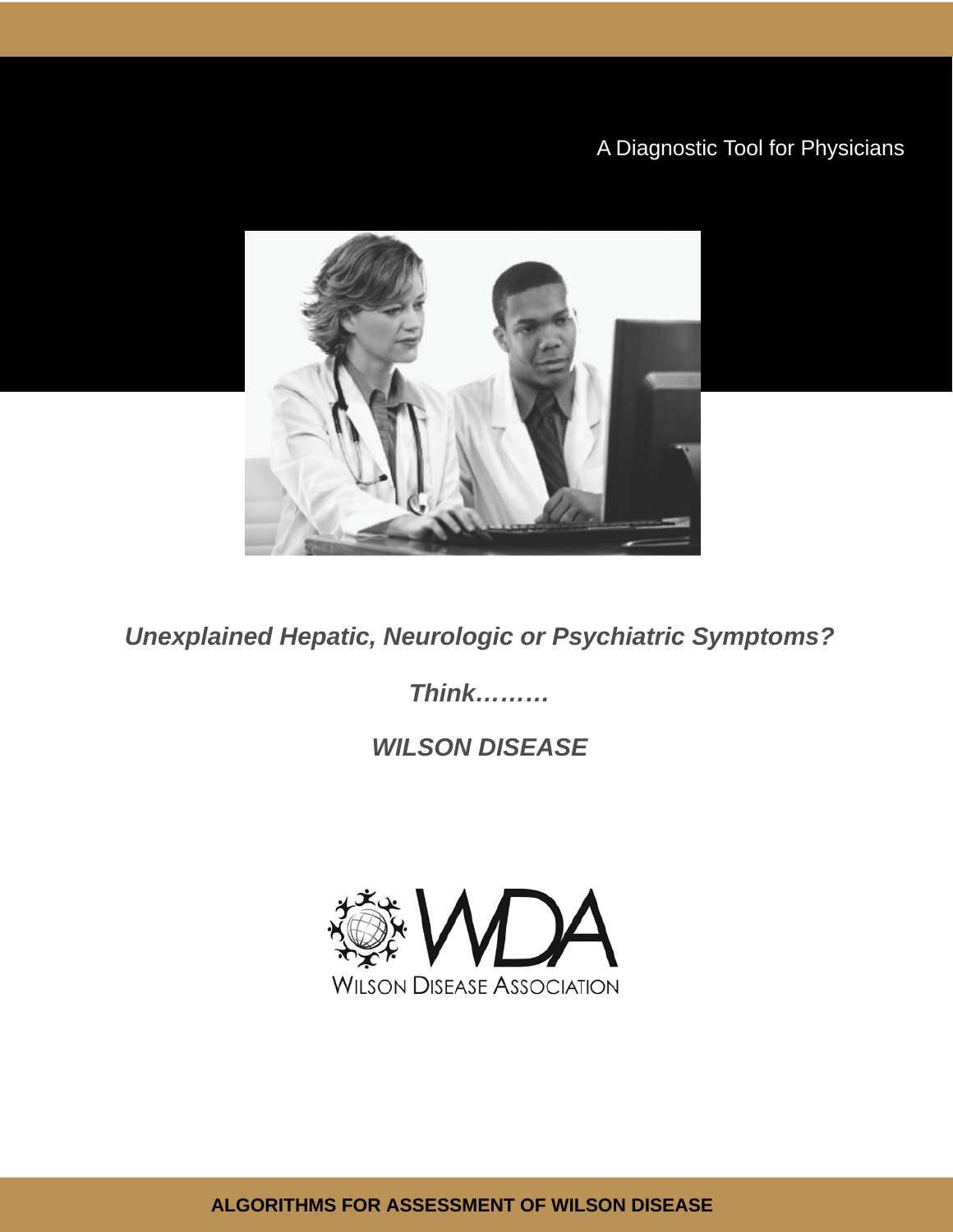A Diagnostic Tool for Physicians

***Unexplained Hepatic, Neurologic or Psychiatric Symptoms?***

***Think………***

***WILSON DISEASE***

WDA

WILSON DISEASE ASSOCIATION

**ALGORITHMS FOR ASSESSMENT OF WILSON DISEASE**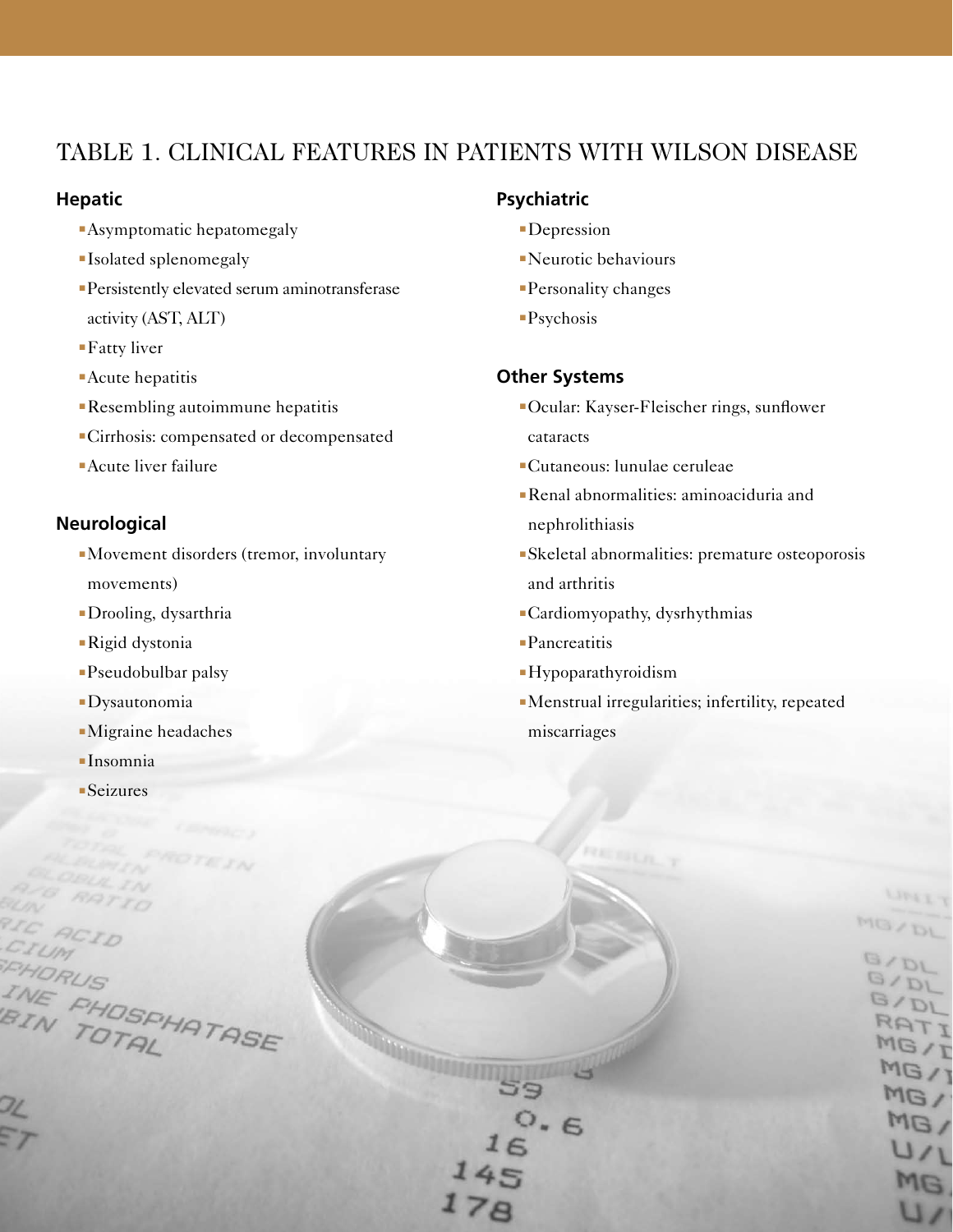## TABLE 1. CLINICAL FEATURES IN PATIENTS WITH WILSON DISEASE

### Hepatic

- Asymptomatic hepatomegaly
- Isolated splenomegaly
- Persistently elevated serum aminotransferase activity (AST, ALT)
- Fatty liver
- Acute hepatitis
- Resembling autoimmune hepatitis
- Cirrhosis: compensated or decompensated
- Acute liver failure

### Neurological

- Movement disorders (tremor, involuntary movements)
- Drooling, dysarthria
- Rigid dystonia
- Pseudobulbar palsy
- Dysautonomia
- Migraine headaches
- Insomnia
- Seizures

### Psychiatric

- Depression
- Neurotic behaviours
- Personality changes
- Psychosis

### Other Systems

- Ocular: Kayser-Fleischer rings, sunflower cataracts
- Cutaneous: lunulae ceruleae
- Renal abnormalities: aminoaciduria and nephrolithiasis
- Skeletal abnormalities: premature osteoporosis and arthritis
- Cardiomyopathy, dysrhythmias
- Pancreatitis
- Hypoparathyroidism
- Menstrual irregularities; infertility, repeated miscarriages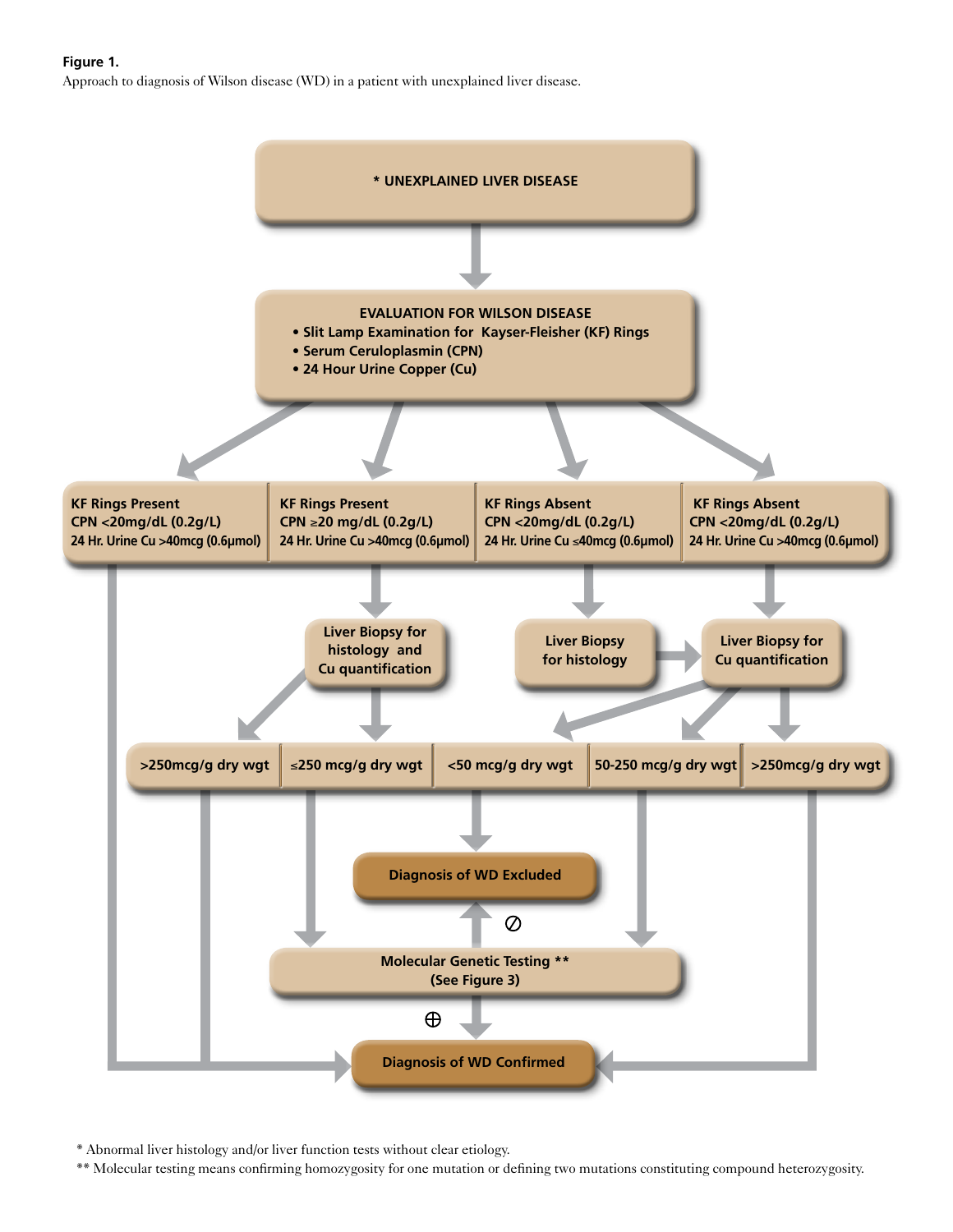**Figure 1.**
Approach to diagnosis of Wilson disease (WD) in a patient with unexplained liver disease.

**\* UNEXPLAINED LIVER DISEASE**

**EVALUATION FOR WILSON DISEASE**
- Slit Lamp Examination for Kayser-Fleisher (KF) Rings
- Serum Ceruloplasmin (CPN)
- 24 Hour Urine Copper (Cu)

| KF Rings Present<br>CPN <20mg/dL (0.2g/L)<br>24 Hr. Urine Cu >40mcg (0.6µmol) | KF Rings Present<br>CPN ≥20 mg/dL (0.2g/L)<br>24 Hr. Urine Cu >40mcg (0.6µmol) | KF Rings Absent<br>CPN <20mg/dL (0.2g/L)<br>24 Hr. Urine Cu ≤40mcg (0.6µmol) | KF Rings Absent<br>CPN <20mg/dL (0.2g/L)<br>24 Hr. Urine Cu >40mcg (0.6µmol) |
|---|---|---|---|

Liver Biopsy for histology and Cu quantification

Liver Biopsy for histology

Liver Biopsy for Cu quantification

| >250mcg/g dry wgt | ≤250 mcg/g dry wgt | <50 mcg/g dry wgt | 50-250 mcg/g dry wgt | >250mcg/g dry wgt |
|---|---|---|---|---|

**Diagnosis of WD Excluded**

⊘

Molecular Genetic Testing \*\*
(See Figure 3)

⊕

**Diagnosis of WD Confirmed**

\* Abnormal liver histology and/or liver function tests without clear etiology.

\*\* Molecular testing means confirming homozygosity for one mutation or defining two mutations constituting compound heterozygosity.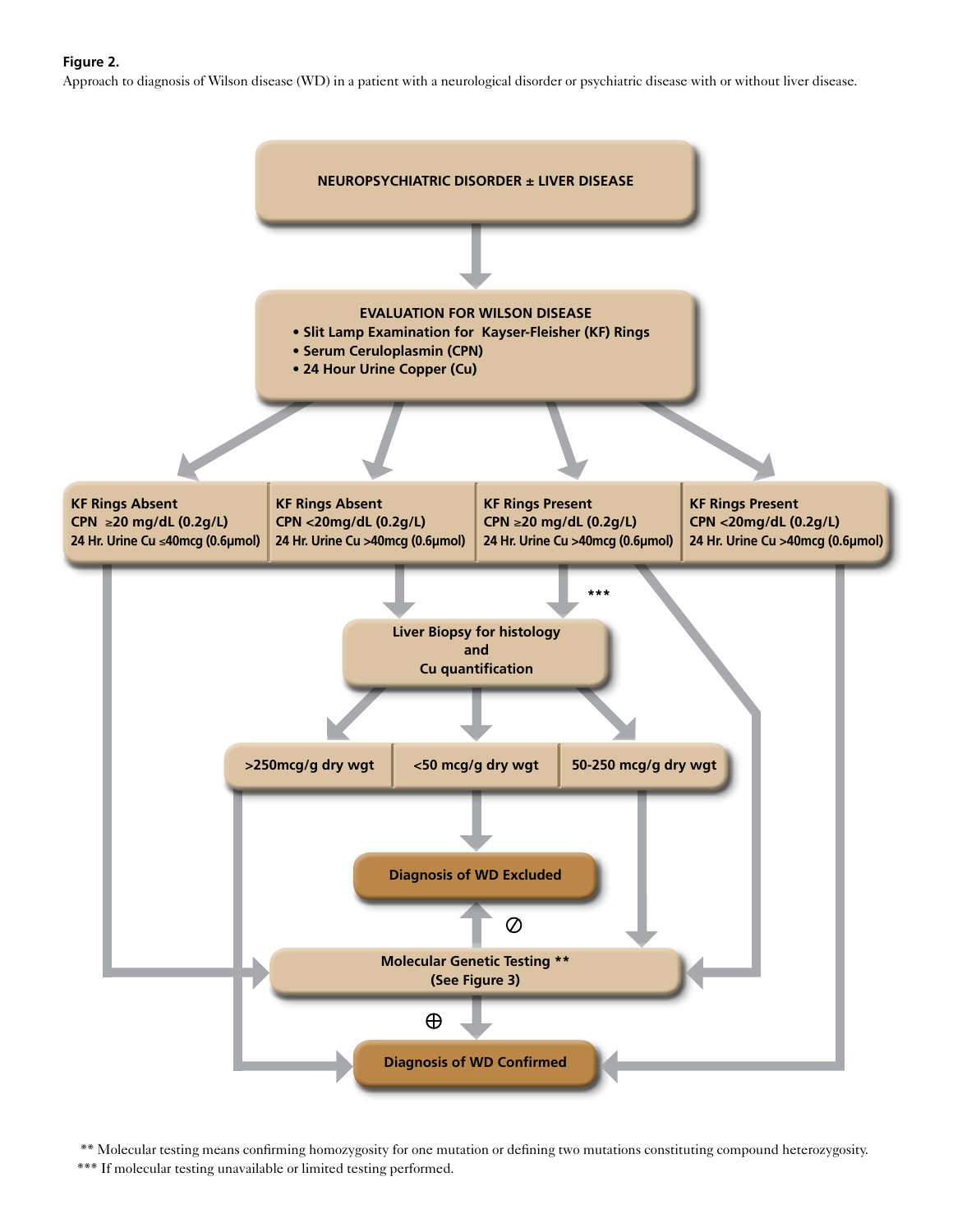**Figure 2.**

Approach to diagnosis of Wilson disease (WD) in a patient with a neurological disorder or psychiatric disease with or without liver disease.

NEUROPSYCHIATRIC DISORDER ± LIVER DISEASE

EVALUATION FOR WILSON DISEASE

- Slit Lamp Examination for Kayser-Fleisher (KF) Rings
- Serum Ceruloplasmin (CPN)
- 24 Hour Urine Copper (Cu)

| KF Rings Absent<br>CPN ≥20 mg/dL (0.2g/L)<br>24 Hr. Urine Cu ≤40mcg (0.6µmol) | KF Rings Absent<br>CPN <20mg/dL (0.2g/L)<br>24 Hr. Urine Cu >40mcg (0.6µmol) | KF Rings Present<br>CPN ≥20 mg/dL (0.2g/L)<br>24 Hr. Urine Cu >40mcg (0.6µmol) | KF Rings Present<br>CPN <20mg/dL (0.2g/L)<br>24 Hr. Urine Cu >40mcg (0.6µmol) |
|---|---|---|---|

Liver Biopsy for histology and Cu quantification ***

| >250mcg/g dry wgt | <50 mcg/g dry wgt | 50-250 mcg/g dry wgt |
|---|---|---|

Diagnosis of WD Excluded

Molecular Genetic Testing ** (See Figure 3)

Diagnosis of WD Confirmed

** Molecular testing means confirming homozygosity for one mutation or defining two mutations constituting compound heterozygosity.

*** If molecular testing unavailable or limited testing performed.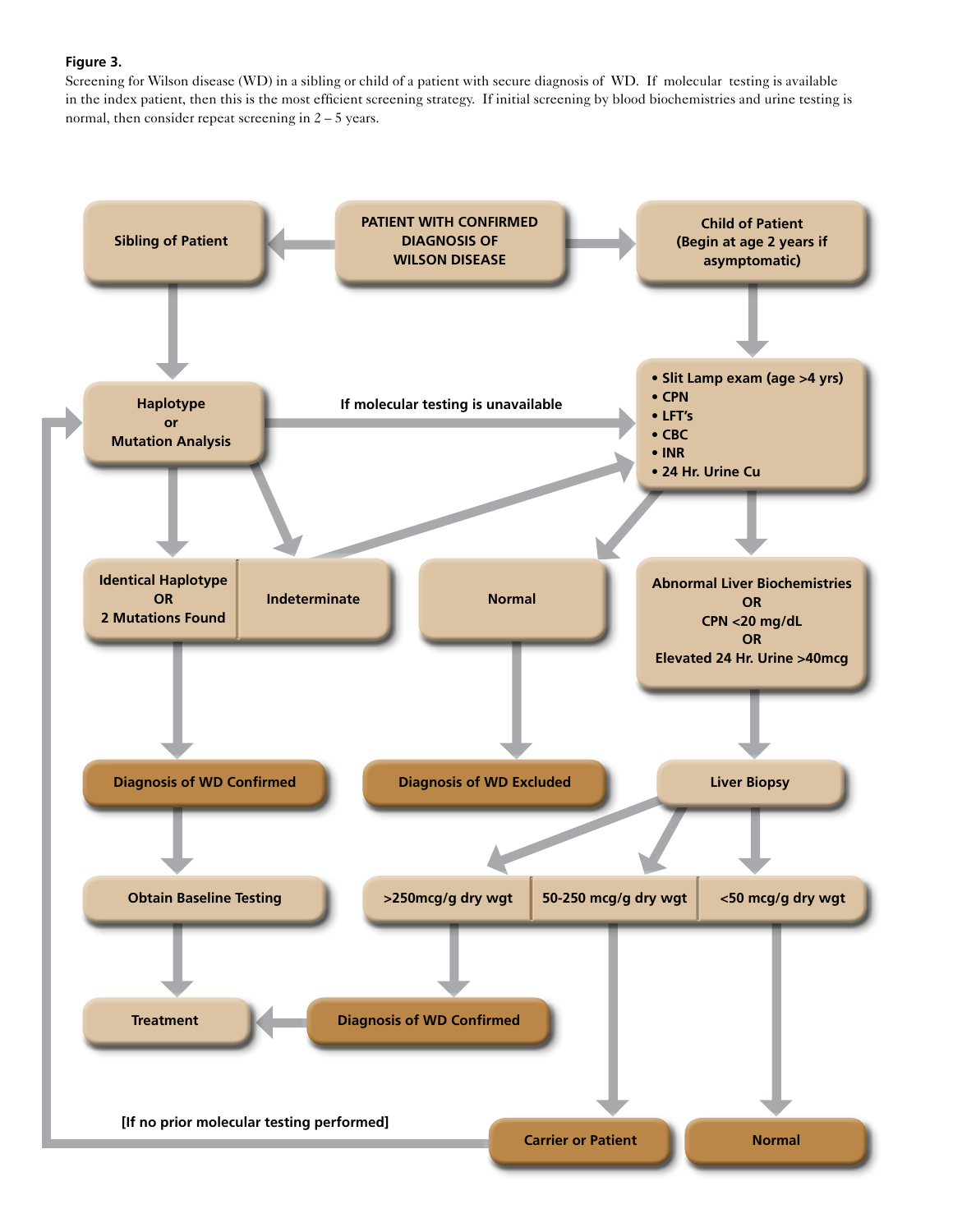**Figure 3.**

Screening for Wilson disease (WD) in a sibling or child of a patient with secure diagnosis of WD. If molecular testing is available in the index patient, then this is the most efficient screening strategy. If initial screening by blood biochemistries and urine testing is normal, then consider repeat screening in 2 – 5 years.

PATIENT WITH CONFIRMED DIAGNOSIS OF WILSON DISEASE

Sibling of Patient

Child of Patient (Begin at age 2 years if asymptomatic)

Haplotype or Mutation Analysis

If molecular testing is unavailable

- Slit Lamp exam (age >4 yrs)
- CPN
- LFT's
- CBC
- INR
- 24 Hr. Urine Cu

Identical Haplotype OR 2 Mutations Found

Indeterminate

Normal

Abnormal Liver Biochemistries OR CPN <20 mg/dL OR Elevated 24 Hr. Urine >40mcg

Diagnosis of WD Confirmed

Diagnosis of WD Excluded

Liver Biopsy

Obtain Baseline Testing

>250mcg/g dry wgt

50-250 mcg/g dry wgt

<50 mcg/g dry wgt

Treatment

Diagnosis of WD Confirmed

[If no prior molecular testing performed]

Carrier or Patient

Normal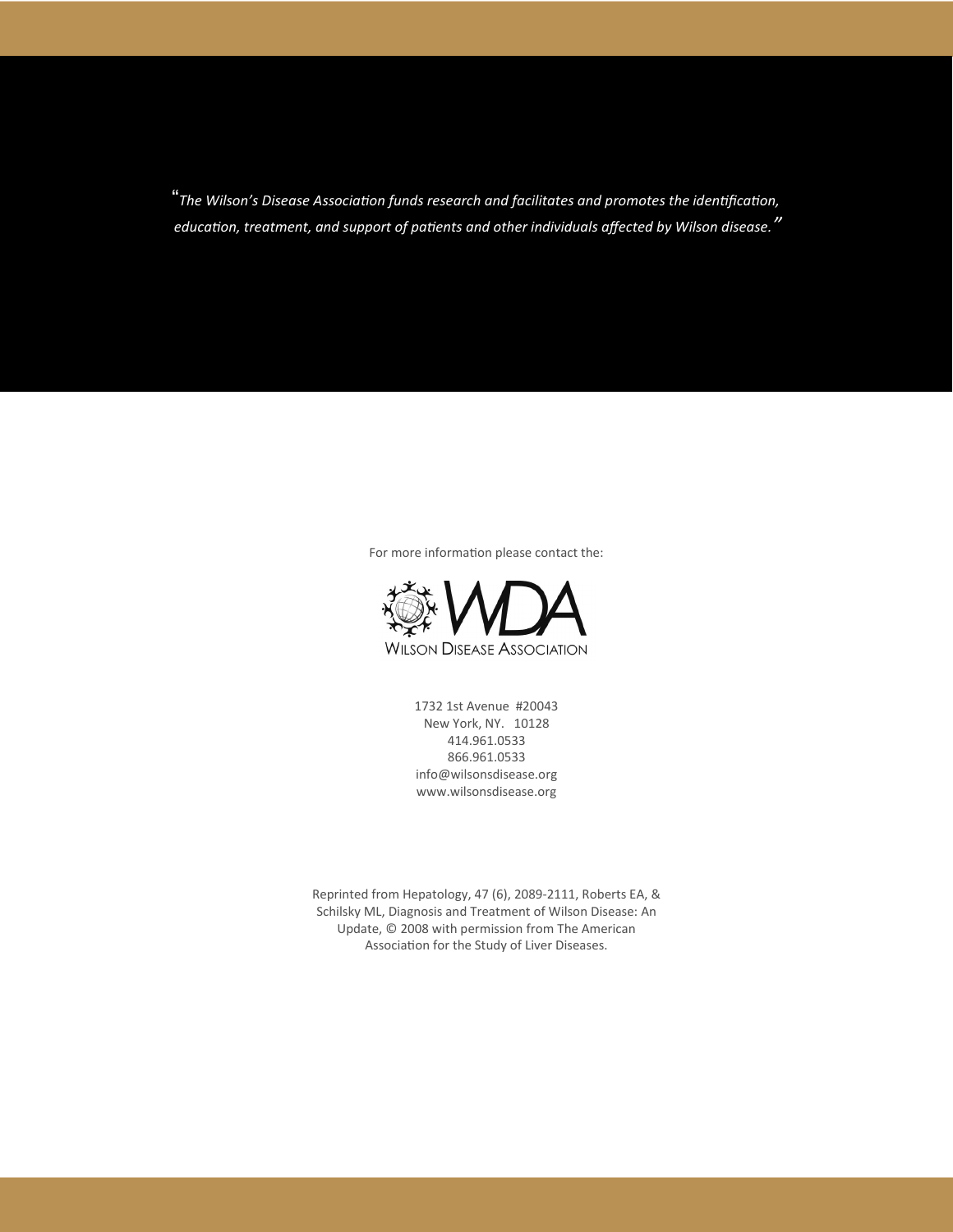*"The Wilson's Disease Association funds research and facilitates and promotes the identification, education, treatment, and support of patients and other individuals affected by Wilson disease."*

For more information please contact the:

WDA
WILSON DISEASE ASSOCIATION

1732 1st Avenue #20043
New York, NY. 10128
414.961.0533
866.961.0533
info@wilsonsdisease.org
www.wilsonsdisease.org

Reprinted from Hepatology, 47 (6), 2089-2111, Roberts EA, & Schilsky ML, Diagnosis and Treatment of Wilson Disease: An Update, © 2008 with permission from The American Association for the Study of Liver Diseases.